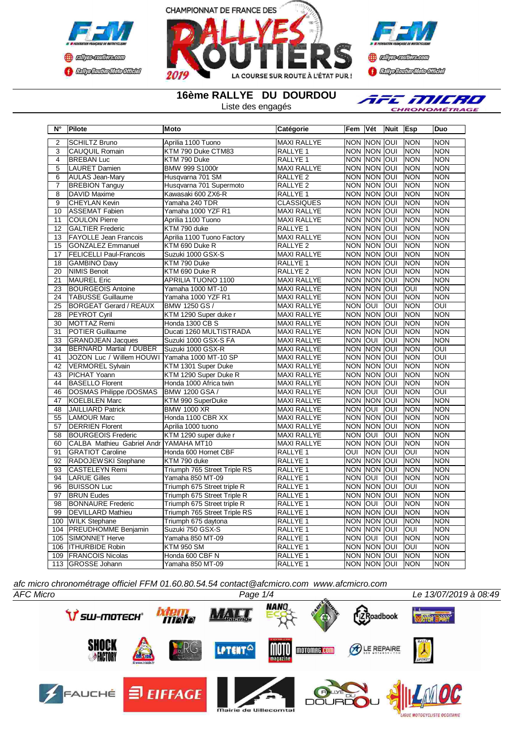CHAMPIONNAT DE FRANCE DES RALLYES ROUTIERS 2019

LA COURSE SUR ROUTE À L'ÉTAT PUR !

# 16ème RALLYE DU DOURDOU

Liste des engagés

| N° | Pilote | Moto | Catégorie | Fem | Vét | Nuit | Esp | Duo |
|---|---|---|---|---|---|---|---|---|
| 2 | SCHILTZ Bruno | Aprilia 1100 Tuono | MAXI RALLYE | NON | NON | OUI | NON | NON |
| 3 | CAUQUIL Romain | KTM 790 Duke CTM83 | RALLYE 1 | NON | NON | OUI | NON | NON |
| 4 | BREBAN Luc | KTM 790 Duke | RALLYE 1 | NON | NON | OUI | NON | NON |
| 5 | LAURET Damien | BMW 999 S1000r | MAXI RALLYE | NON | NON | OUI | NON | NON |
| 6 | AULAS Jean-Mary | Husqvarna 701 SM | RALLYE 2 | NON | NON | OUI | NON | NON |
| 7 | BREBION Tanguy | Husqvarna 701 Supermoto | RALLYE 2 | NON | NON | OUI | NON | NON |
| 8 | DAVID Maxime | Kawasaki 600 ZX6-R | RALLYE 1 | NON | NON | OUI | NON | NON |
| 9 | CHEYLAN Kevin | Yamaha 240 TDR | CLASSIQUES | NON | NON | OUI | NON | NON |
| 10 | ASSEMAT Fabien | Yamaha 1000 YZF R1 | MAXI RALLYE | NON | NON | OUI | NON | NON |
| 11 | COULON Pierre | Aprilia 1100 Tuono | MAXI RALLYE | NON | NON | OUI | NON | NON |
| 12 | GALTIER Frederic | KTM 790 duke | RALLYE 1 | NON | NON | OUI | NON | NON |
| 13 | FAYOLLE Jean Francois | Aprilia 1100 Tuono Factory | MAXI RALLYE | NON | NON | OUI | NON | NON |
| 15 | GONZALEZ Emmanuel | KTM 690 Duke R | RALLYE 2 | NON | NON | OUI | NON | NON |
| 17 | FELICELLI Paul-Francois | Suzuki 1000 GSX-S | MAXI RALLYE | NON | NON | OUI | NON | NON |
| 18 | GAMBINO Davy | KTM 790 Duke | RALLYE 1 | NON | NON | OUI | NON | NON |
| 20 | NIMIS Benoit | KTM 690 Duke R | RALLYE 2 | NON | NON | OUI | NON | NON |
| 21 | MAUREL Eric | APRILIA TUONO 1100 | MAXI RALLYE | NON | NON | OUI | NON | NON |
| 23 | BOURGEOIS Antoine | Yamaha 1000 MT-10 | MAXI RALLYE | NON | NON | OUI | OUI | NON |
| 24 | TABUSSE Guillaume | Yamaha 1000 YZF R1 | MAXI RALLYE | NON | NON | OUI | NON | NON |
| 25 | BORGEAT Gerard / REAUX | BMW 1250 GS / | MAXI RALLYE | NON | OUI | OUI | NON | OUI |
| 28 | PEYROT Cyril | KTM 1290 Super duke r | MAXI RALLYE | NON | NON | OUI | NON | NON |
| 30 | MOTTAZ Remi | Honda 1300 CB S | MAXI RALLYE | NON | NON | OUI | NON | NON |
| 31 | POTIER Guillaume | Ducati 1260 MULTISTRADA | MAXI RALLYE | NON | NON | OUI | NON | NON |
| 33 | GRANDJEAN Jacques | Suzuki 1000 GSX-S FA | MAXI RALLYE | NON | OUI | OUI | NON | NON |
| 34 | BERNARD Martial / DUBER | Suzuki 1000 GSX-R | MAXI RALLYE | NON | NON | OUI | NON | OUI |
| 41 | JOZON Luc / Willem HOUWI | Yamaha 1000 MT-10 SP | MAXI RALLYE | NON | NON | OUI | NON | OUI |
| 42 | VERMOREL Sylvain | KTM 1301 Super Duke | MAXI RALLYE | NON | NON | OUI | NON | NON |
| 43 | PICHAT Yoann | KTM 1290 Super Duke R | MAXI RALLYE | NON | NON | OUI | NON | NON |
| 44 | BASELLO Florent | Honda 1000 Africa twin | MAXI RALLYE | NON | NON | OUI | NON | NON |
| 46 | DOSMAS Philippe /DOSMAS | BMW 1200 GSA / | MAXI RALLYE | NON | OUI | OUI | NON | OUI |
| 47 | KOELBLEN Marc | KTM 990 SuperDuke | MAXI RALLYE | NON | NON | OUI | NON | NON |
| 48 | JAILLARD Patrick | BMW 1000 XR | MAXI RALLYE | NON | OUI | OUI | NON | NON |
| 55 | LAMOUR Marc | Honda 1100 CBR XX | MAXI RALLYE | NON | NON | OUI | NON | NON |
| 57 | DERRIEN Florent | Aprilia 1000 tuono | MAXI RALLYE | NON | NON | OUI | NON | NON |
| 58 | BOURGEOIS Frederic | KTM 1290 super duke r | MAXI RALLYE | NON | OUI | OUI | NON | NON |
| 60 | CALBA Mathieu Gabriel Andr | YAMAHA MT10 | MAXI RALLYE | NON | NON | OUI | NON | NON |
| 91 | GRATIOT Caroline | Honda 600 Hornet CBF | RALLYE 1 | OUI | NON | OUI | OUI | NON |
| 92 | RADOJEWSKI Stephane | KTM 790 duke | RALLYE 1 | NON | NON | OUI | NON | NON |
| 93 | CASTELEYN Remi | Triumph 765 Street Triple RS | RALLYE 1 | NON | NON | OUI | NON | NON |
| 94 | LARUE Gilles | Yamaha 850 MT-09 | RALLYE 1 | NON | OUI | OUI | NON | NON |
| 96 | BUISSON Luc | Triumph 675 Street triple R | RALLYE 1 | NON | NON | OUI | OUI | NON |
| 97 | BRUN Eudes | Triumph 675 Street Triple R | RALLYE 1 | NON | NON | OUI | NON | NON |
| 98 | BONNAURE Frederic | Triumph 675 Street triple R | RALLYE 1 | NON | OUI | OUI | NON | NON |
| 99 | DEVILLARD Mathieu | Triumph 765 Street Triple RS | RALLYE 1 | NON | NON | OUI | NON | NON |
| 100 | WILK Stephane | Triumph 675 daytona | RALLYE 1 | NON | NON | OUI | NON | NON |
| 104 | PREUDHOMME Benjamin | Suzuki 750 GSX-S | RALLYE 1 | NON | NON | OUI | OUI | NON |
| 105 | SIMONNET Herve | Yamaha 850 MT-09 | RALLYE 1 | NON | OUI | OUI | NON | NON |
| 106 | ITHURBIDE Robin | KTM 950 SM | RALLYE 1 | NON | NON | OUI | OUI | NON |
| 109 | FRANCOIS Nicolas | Honda 600 CBF N | RALLYE 1 | NON | NON | OUI | NON | NON |
| 113 | GROSSE Johann | Yamaha 850 MT-09 | RALLYE 1 | NON | NON | OUI | NON | NON |

*afc micro chronométrage officiel FFM 01.60.80.54.54 contact@afcmicro.com www.afcmicro.com*

*AFC Micro* — *Le 13/07/2019 à 08:49*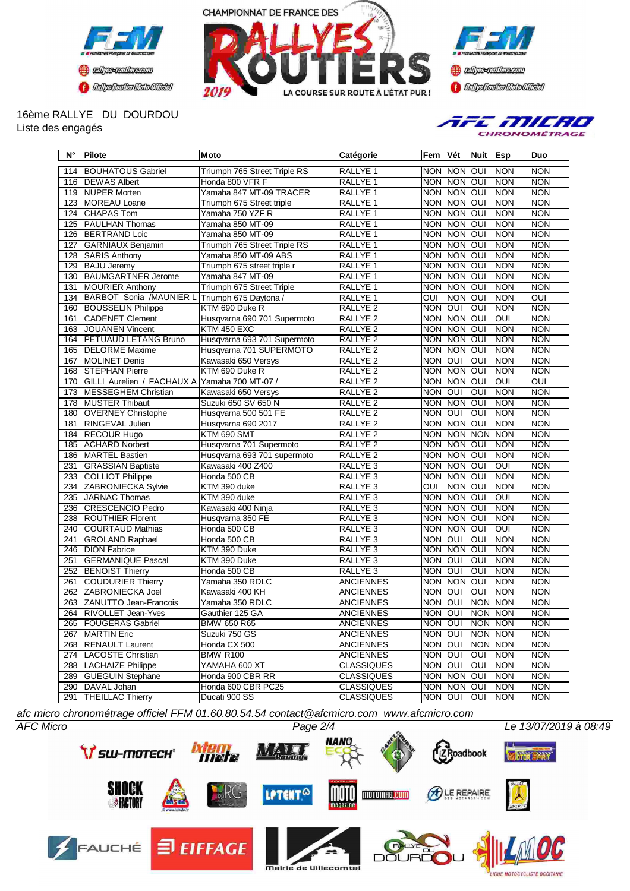16ème RALLYE DU DOURDOU
Liste des engagés

| N° | Pilote | Moto | Catégorie | Fem | Vét | Nuit | Esp | Duo |
|---|---|---|---|---|---|---|---|---|
| 114 | BOUHATOUS Gabriel | Triumph 765 Street Triple RS | RALLYE 1 | NON | NON | OUI | NON | NON |
| 116 | DEWAS Albert | Honda 800 VFR F | RALLYE 1 | NON | NON | OUI | NON | NON |
| 119 | NUPER Morten | Yamaha 847 MT-09 TRACER | RALLYE 1 | NON | NON | OUI | NON | NON |
| 123 | MOREAU Loane | Triumph 675 Street triple | RALLYE 1 | NON | NON | OUI | NON | NON |
| 124 | CHAPAS Tom | Yamaha 750 YZF R | RALLYE 1 | NON | NON | OUI | NON | NON |
| 125 | PAULHAN Thomas | Yamaha 850 MT-09 | RALLYE 1 | NON | NON | OUI | NON | NON |
| 126 | BERTRAND Loic | Yamaha 850 MT-09 | RALLYE 1 | NON | NON | OUI | NON | NON |
| 127 | GARNIAUX Benjamin | Triumph 765 Street Triple RS | RALLYE 1 | NON | NON | OUI | NON | NON |
| 128 | SARIS Anthony | Yamaha 850 MT-09 ABS | RALLYE 1 | NON | NON | OUI | NON | NON |
| 129 | BAJU Jeremy | Triumph 675 street triple r | RALLYE 1 | NON | NON | OUI | NON | NON |
| 130 | BAUMGARTNER Jerome | Yamaha 847 MT-09 | RALLYE 1 | NON | NON | OUI | NON | NON |
| 131 | MOURIER Anthony | Triumph 675 Street Triple | RALLYE 1 | NON | NON | OUI | NON | NON |
| 134 | BARBOT Sonia /MAUNIER L | Triumph 675 Daytona / | RALLYE 1 | OUI | NON | OUI | NON | OUI |
| 160 | BOUSSELIN Philippe | KTM 690 Duke R | RALLYE 2 | NON | OUI | OUI | NON | NON |
| 161 | CADENET Clement | Husqvarna 690 701 Supermoto | RALLYE 2 | NON | NON | OUI | OUI | NON |
| 163 | JOUANEN Vincent | KTM 450 EXC | RALLYE 2 | NON | NON | OUI | NON | NON |
| 164 | PETUAUD LETANG Bruno | Husqvarna 693 701 Supermoto | RALLYE 2 | NON | NON | OUI | NON | NON |
| 165 | DELORME Maxime | Husqvarna 701 SUPERMOTO | RALLYE 2 | NON | NON | OUI | NON | NON |
| 167 | MOLINET Denis | Kawasaki 650 Versys | RALLYE 2 | NON | OUI | OUI | NON | NON |
| 168 | STEPHAN Pierre | KTM 690 Duke R | RALLYE 2 | NON | NON | OUI | NON | NON |
| 170 | GILLI Aurelien / FACHAUX A | Yamaha 700 MT-07 / | RALLYE 2 | NON | NON | OUI | OUI | OUI |
| 173 | MESSEGHEM Christian | Kawasaki 650 Versys | RALLYE 2 | NON | OUI | OUI | NON | NON |
| 178 | MUSTER Thibaut | Suzuki 650 SV 650 N | RALLYE 2 | NON | NON | OUI | NON | NON |
| 180 | OVERNEY Christophe | Husqvarna 500 501 FE | RALLYE 2 | NON | OUI | OUI | NON | NON |
| 181 | RINGEVAL Julien | Husqvarna 690 2017 | RALLYE 2 | NON | NON | OUI | NON | NON |
| 184 | RECOUR Hugo | KTM 690 SMT | RALLYE 2 | NON | NON | NON | NON | NON |
| 185 | ACHARD Norbert | Husqvarna 701 Supermoto | RALLYE 2 | NON | NON | OUI | NON | NON |
| 186 | MARTEL Bastien | Husqvarna 693 701 supermoto | RALLYE 2 | NON | NON | OUI | NON | NON |
| 231 | GRASSIAN Baptiste | Kawasaki 400 Z400 | RALLYE 3 | NON | NON | OUI | OUI | NON |
| 233 | COLLIOT Philippe | Honda 500 CB | RALLYE 3 | NON | NON | OUI | NON | NON |
| 234 | ZABRONIECKA Sylvie | KTM 390 duke | RALLYE 3 | OUI | NON | OUI | NON | NON |
| 235 | JARNAC Thomas | KTM 390 duke | RALLYE 3 | NON | NON | OUI | OUI | NON |
| 236 | CRESCENCIO Pedro | Kawasaki 400 Ninja | RALLYE 3 | NON | NON | OUI | NON | NON |
| 238 | ROUTHIER Florent | Husqvarna 350 FE | RALLYE 3 | NON | NON | OUI | NON | NON |
| 240 | COURTAUD Mathias | Honda 500 CB | RALLYE 3 | NON | NON | OUI | OUI | NON |
| 241 | GROLAND Raphael | Honda 500 CB | RALLYE 3 | NON | OUI | OUI | NON | NON |
| 246 | DION Fabrice | KTM 390 Duke | RALLYE 3 | NON | NON | OUI | NON | NON |
| 251 | GERMANIQUE Pascal | KTM 390 Duke | RALLYE 3 | NON | OUI | OUI | NON | NON |
| 252 | BENOIST Thierry | Honda 500 CB | RALLYE 3 | NON | OUI | OUI | NON | NON |
| 261 | COUDURIER Thierry | Yamaha 350 RDLC | ANCIENNES | NON | NON | OUI | NON | NON |
| 262 | ZABRONIECKA Joel | Kawasaki 400 KH | ANCIENNES | NON | OUI | OUI | NON | NON |
| 263 | ZANUTTO Jean-Francois | Yamaha 350 RDLC | ANCIENNES | NON | OUI | NON | NON | NON |
| 264 | RIVOLLET Jean-Yves | Gauthier 125 GA | ANCIENNES | NON | OUI | NON | NON | NON |
| 265 | FOUGERAS Gabriel | BMW 650 R65 | ANCIENNES | NON | OUI | NON | NON | NON |
| 267 | MARTIN Eric | Suzuki 750 GS | ANCIENNES | NON | OUI | NON | NON | NON |
| 268 | RENAULT Laurent | Honda CX 500 | ANCIENNES | NON | OUI | NON | NON | NON |
| 274 | LACOSTE Christian | BMW R100 | ANCIENNES | NON | OUI | OUI | NON | NON |
| 288 | LACHAIZE Philippe | YAMAHA 600 XT | CLASSIQUES | NON | OUI | OUI | NON | NON |
| 289 | GUEGUIN Stephane | Honda 900 CBR RR | CLASSIQUES | NON | NON | OUI | NON | NON |
| 290 | DAVAL Johan | Honda 600 CBR PC25 | CLASSIQUES | NON | NON | OUI | NON | NON |
| 291 | THEILLAC Thierry | Ducati 900 SS | CLASSIQUES | NON | OUI | OUI | NON | NON |

*afc micro chronométrage officiel FFM 01.60.80.54.54 contact@afcmicro.com www.afcmicro.com*

*AFC Micro* — *Le 13/07/2019 à 08:49*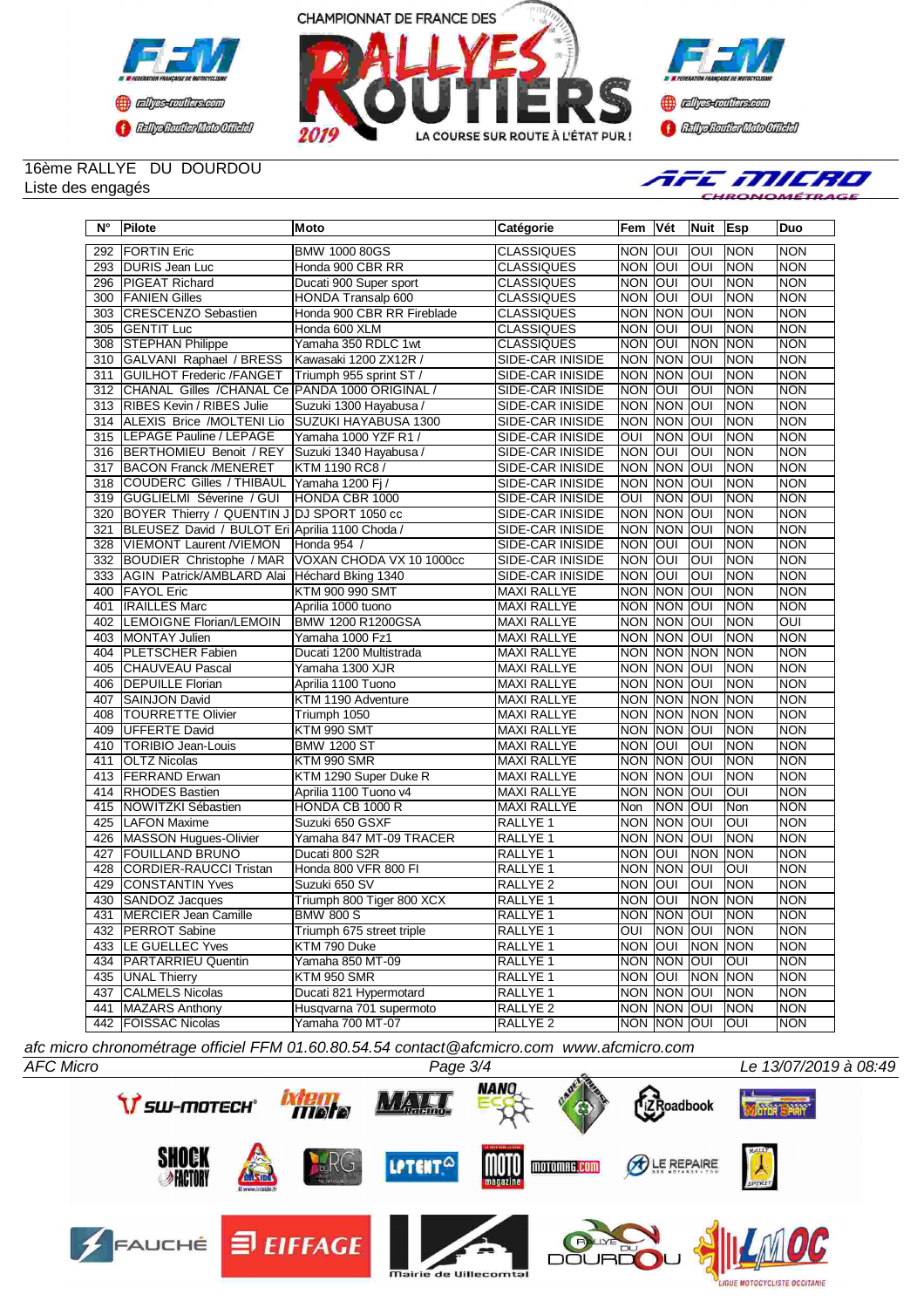16ème RALLYE DU DOURDOU
Liste des engagés

| N° | Pilote | Moto | Catégorie | Fem | Vét | Nuit | Esp | Duo |
|---|---|---|---|---|---|---|---|---|
| 292 | FORTIN Eric | BMW 1000 80GS | CLASSIQUES | NON | OUI | OUI | NON | NON |
| 293 | DURIS Jean Luc | Honda 900 CBR RR | CLASSIQUES | NON | OUI | OUI | NON | NON |
| 296 | PIGEAT Richard | Ducati 900 Super sport | CLASSIQUES | NON | OUI | OUI | NON | NON |
| 300 | FANIEN Gilles | HONDA Transalp 600 | CLASSIQUES | NON | OUI | OUI | NON | NON |
| 303 | CRESCENZO Sebastien | Honda 900 CBR RR Fireblade | CLASSIQUES | NON | NON | OUI | NON | NON |
| 305 | GENTIT Luc | Honda 600 XLM | CLASSIQUES | NON | OUI | OUI | NON | NON |
| 308 | STEPHAN Philippe | Yamaha 350 RDLC 1wt | CLASSIQUES | NON | OUI | NON | NON | NON |
| 310 | GALVANI Raphael / BRESS | Kawasaki 1200 ZX12R / | SIDE-CAR INISIDE | NON | NON | OUI | NON | NON |
| 311 | GUILHOT Frederic /FANGET | Triumph 955 sprint ST / | SIDE-CAR INISIDE | NON | NON | OUI | NON | NON |
| 312 | CHANAL Gilles /CHANAL Ce | PANDA 1000 ORIGINAL / | SIDE-CAR INISIDE | NON | OUI | OUI | NON | NON |
| 313 | RIBES Kevin / RIBES Julie | Suzuki 1300 Hayabusa / | SIDE-CAR INISIDE | NON | NON | OUI | NON | NON |
| 314 | ALEXIS Brice /MOLTENI Lio | SUZUKI HAYABUSA 1300 | SIDE-CAR INISIDE | NON | NON | OUI | NON | NON |
| 315 | LEPAGE Pauline / LEPAGE | Yamaha 1000 YZF R1 / | SIDE-CAR INISIDE | OUI | NON | OUI | NON | NON |
| 316 | BERTHOMIEU Benoit / REY | Suzuki 1340 Hayabusa / | SIDE-CAR INISIDE | NON | OUI | OUI | NON | NON |
| 317 | BACON Franck /MENERET | KTM 1190 RC8 / | SIDE-CAR INISIDE | NON | NON | OUI | NON | NON |
| 318 | COUDERC Gilles / THIBAUL | Yamaha 1200 Fj / | SIDE-CAR INISIDE | NON | NON | OUI | NON | NON |
| 319 | GUGLIELMI Séverine / GUI | HONDA CBR 1000 | SIDE-CAR INISIDE | OUI | NON | OUI | NON | NON |
| 320 | BOYER Thierry / QUENTIN J | DJ SPORT 1050 cc | SIDE-CAR INISIDE | NON | NON | OUI | NON | NON |
| 321 | BLEUSEZ David / BULOT Eri | Aprilia 1100 Choda / | SIDE-CAR INISIDE | NON | NON | OUI | NON | NON |
| 328 | VIEMONT Laurent /VIEMON | Honda 954 / | SIDE-CAR INISIDE | NON | OUI | OUI | NON | NON |
| 332 | BOUDIER Christophe / MAR | VOXAN CHODA VX 10 1000cc | SIDE-CAR INISIDE | NON | OUI | OUI | NON | NON |
| 333 | AGIN Patrick/AMBLARD Alai | Héchard Bking 1340 | SIDE-CAR INISIDE | NON | OUI | OUI | NON | NON |
| 400 | FAYOL Eric | KTM 900 990 SMT | MAXI RALLYE | NON | NON | OUI | NON | NON |
| 401 | IRAILLES Marc | Aprilia 1000 tuono | MAXI RALLYE | NON | NON | OUI | NON | NON |
| 402 | LEMOIGNE Florian/LEMOIN | BMW 1200 R1200GSA | MAXI RALLYE | NON | NON | OUI | NON | OUI |
| 403 | MONTAY Julien | Yamaha 1000 Fz1 | MAXI RALLYE | NON | NON | OUI | NON | NON |
| 404 | PLETSCHER Fabien | Ducati 1200 Multistrada | MAXI RALLYE | NON | NON | NON | NON | NON |
| 405 | CHAUVEAU Pascal | Yamaha 1300 XJR | MAXI RALLYE | NON | NON | OUI | NON | NON |
| 406 | DEPUILLE Florian | Aprilia 1100 Tuono | MAXI RALLYE | NON | NON | OUI | NON | NON |
| 407 | SAINJON David | KTM 1190 Adventure | MAXI RALLYE | NON | NON | NON | NON | NON |
| 408 | TOURRETTE Olivier | Triumph 1050 | MAXI RALLYE | NON | NON | NON | NON | NON |
| 409 | UFFERTE David | KTM 990 SMT | MAXI RALLYE | NON | NON | OUI | NON | NON |
| 410 | TORIBIO Jean-Louis | BMW 1200 ST | MAXI RALLYE | NON | OUI | OUI | NON | NON |
| 411 | OLTZ Nicolas | KTM 990 SMR | MAXI RALLYE | NON | NON | OUI | NON | NON |
| 413 | FERRAND Erwan | KTM 1290 Super Duke R | MAXI RALLYE | NON | NON | OUI | NON | NON |
| 414 | RHODES Bastien | Aprilia 1100 Tuono v4 | MAXI RALLYE | NON | NON | OUI | OUI | NON |
| 415 | NOWITZKI Sébastien | HONDA CB 1000 R | MAXI RALLYE | Non | NON | OUI | Non | NON |
| 425 | LAFON Maxime | Suzuki 650 GSXF | RALLYE 1 | NON | NON | OUI | OUI | NON |
| 426 | MASSON Hugues-Olivier | Yamaha 847 MT-09 TRACER | RALLYE 1 | NON | NON | OUI | NON | NON |
| 427 | FOUILLAND BRUNO | Ducati 800 S2R | RALLYE 1 | NON | OUI | NON | NON | NON |
| 428 | CORDIER-RAUCCI Tristan | Honda 800 VFR 800 FI | RALLYE 1 | NON | NON | OUI | OUI | NON |
| 429 | CONSTANTIN Yves | Suzuki 650 SV | RALLYE 2 | NON | OUI | OUI | NON | NON |
| 430 | SANDOZ Jacques | Triumph 800 Tiger 800 XCX | RALLYE 1 | NON | OUI | NON | NON | NON |
| 431 | MERCIER Jean Camille | BMW 800 S | RALLYE 1 | NON | NON | OUI | NON | NON |
| 432 | PERROT Sabine | Triumph 675 street triple | RALLYE 1 | OUI | NON | OUI | NON | NON |
| 433 | LE GUELLEC Yves | KTM 790 Duke | RALLYE 1 | NON | OUI | NON | NON | NON |
| 434 | PARTARRIEU Quentin | Yamaha 850 MT-09 | RALLYE 1 | NON | NON | OUI | OUI | NON |
| 435 | UNAL Thierry | KTM 950 SMR | RALLYE 1 | NON | OUI | NON | NON | NON |
| 437 | CALMELS Nicolas | Ducati 821 Hypermotard | RALLYE 1 | NON | NON | OUI | NON | NON |
| 441 | MAZARS Anthony | Husqvarna 701 supermoto | RALLYE 2 | NON | NON | OUI | NON | NON |
| 442 | FOISSAC Nicolas | Yamaha 700 MT-07 | RALLYE 2 | NON | NON | OUI | OUI | NON |

*afc micro chronométrage officiel FFM 01.60.80.54.54 contact@afcmicro.com www.afcmicro.com*

*AFC Micro* — *Le 13/07/2019 à 08:49*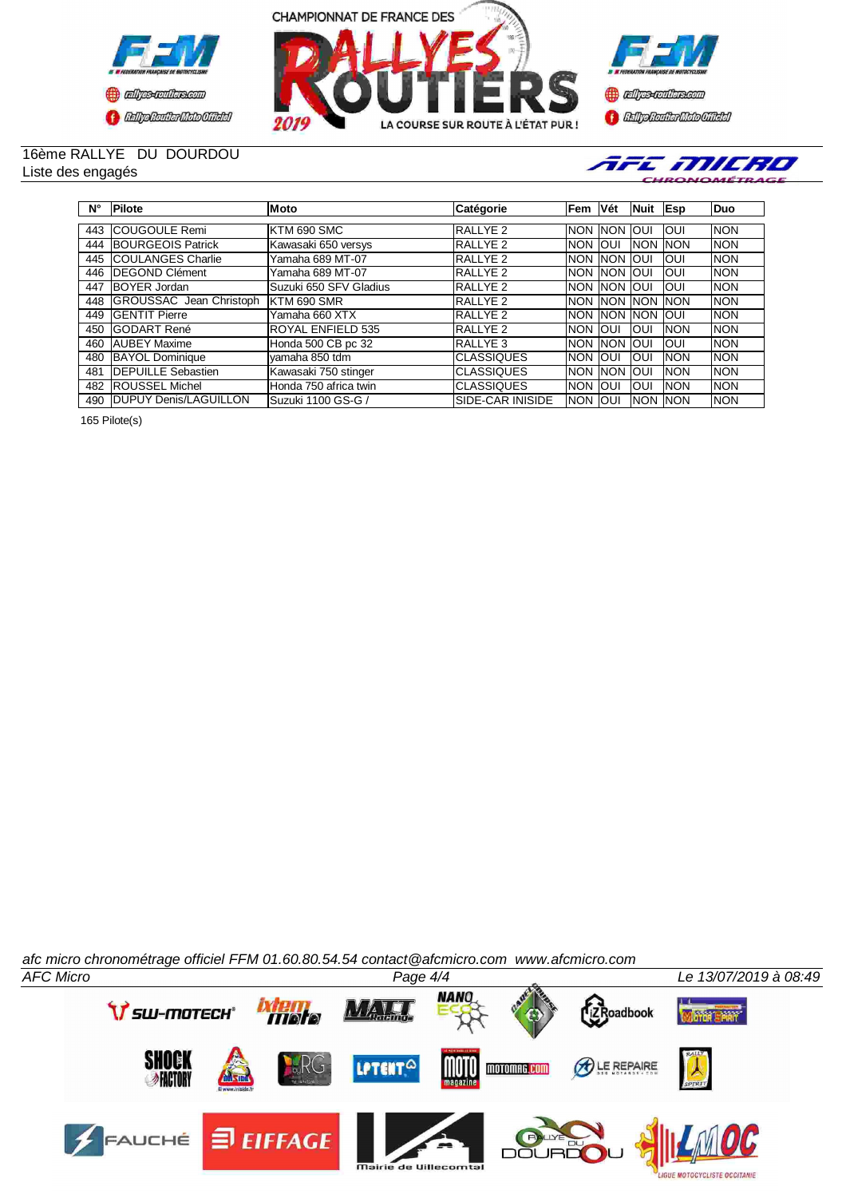16ème RALLYE DU DOURDOU
Liste des engagés

| N° | Pilote | Moto | Catégorie | Fem | Vét | Nuit | Esp | Duo |
|---|---|---|---|---|---|---|---|---|
| 443 | COUGOULE Remi | KTM 690 SMC | RALLYE 2 | NON | NON | OUI | OUI | NON |
| 444 | BOURGEOIS Patrick | Kawasaki 650 versys | RALLYE 2 | NON | OUI | NON | NON | NON |
| 445 | COULANGES Charlie | Yamaha 689 MT-07 | RALLYE 2 | NON | NON | OUI | OUI | NON |
| 446 | DEGOND Clément | Yamaha 689 MT-07 | RALLYE 2 | NON | NON | OUI | OUI | NON |
| 447 | BOYER Jordan | Suzuki 650 SFV Gladius | RALLYE 2 | NON | NON | OUI | OUI | NON |
| 448 | GROUSSAC Jean Christoph | KTM 690 SMR | RALLYE 2 | NON | NON | NON | NON | NON |
| 449 | GENTIT Pierre | Yamaha 660 XTX | RALLYE 2 | NON | NON | NON | OUI | NON |
| 450 | GODART René | ROYAL ENFIELD 535 | RALLYE 2 | NON | OUI | OUI | NON | NON |
| 460 | AUBEY Maxime | Honda 500 CB pc 32 | RALLYE 3 | NON | NON | OUI | OUI | NON |
| 480 | BAYOL Dominique | yamaha 850 tdm | CLASSIQUES | NON | OUI | OUI | NON | NON |
| 481 | DEPUILLE Sebastien | Kawasaki 750 stinger | CLASSIQUES | NON | NON | OUI | NON | NON |
| 482 | ROUSSEL Michel | Honda 750 africa twin | CLASSIQUES | NON | OUI | OUI | NON | NON |
| 490 | DUPUY Denis/LAGUILLON | Suzuki 1100 GS-G / | SIDE-CAR INISIDE | NON | OUI | NON | NON | NON |

165 Pilote(s)

*afc micro chronométrage officiel FFM 01.60.80.54.54 contact@afcmicro.com www.afcmicro.com*

AFC Micro — Le 13/07/2019 à 08:49